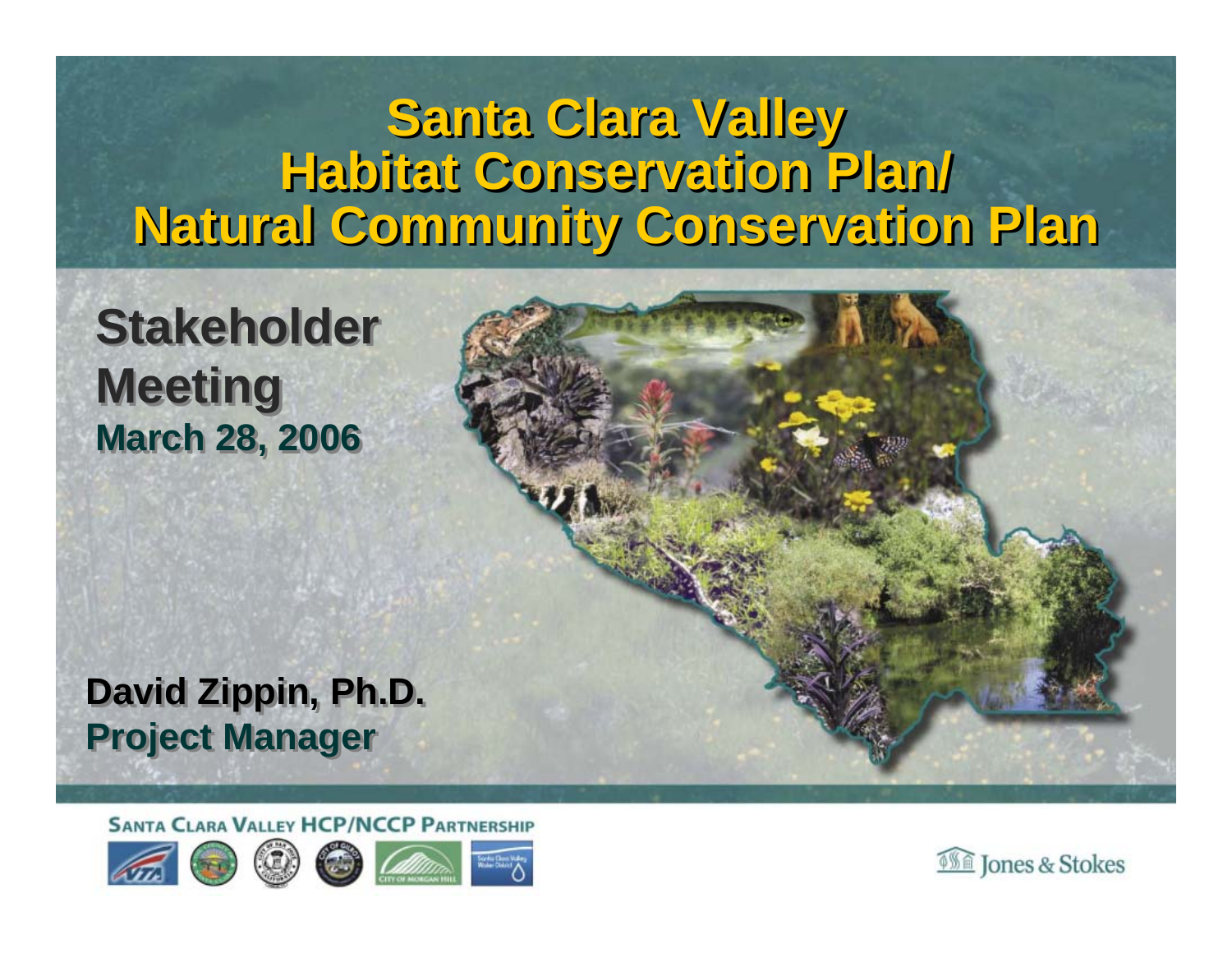# Santa Clara Valley Habitat Conservation Plan/ Natural Community Conservation Plan

## Stakeholder Meeting

**March 28, 2006**

**David Zippin, Ph.D.**
**Project Manager**

SANTA CLARA VALLEY HCP/NCCP PARTNERSHIP

Jones & Stokes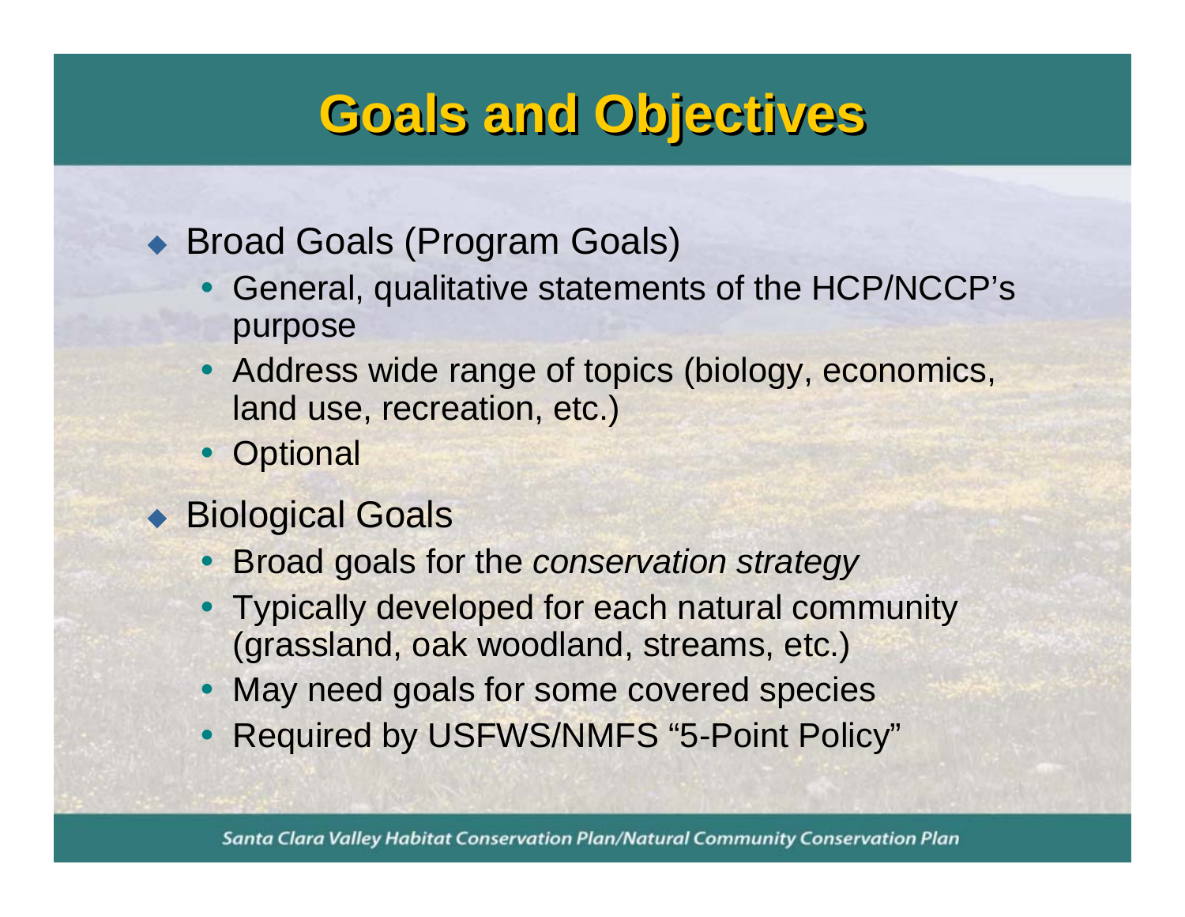# Goals and Objectives

- Broad Goals (Program Goals)
  - General, qualitative statements of the HCP/NCCP's purpose
  - Address wide range of topics (biology, economics, land use, recreation, etc.)
  - Optional
- Biological Goals
  - Broad goals for the *conservation strategy*
  - Typically developed for each natural community (grassland, oak woodland, streams, etc.)
  - May need goals for some covered species
  - Required by USFWS/NMFS "5-Point Policy"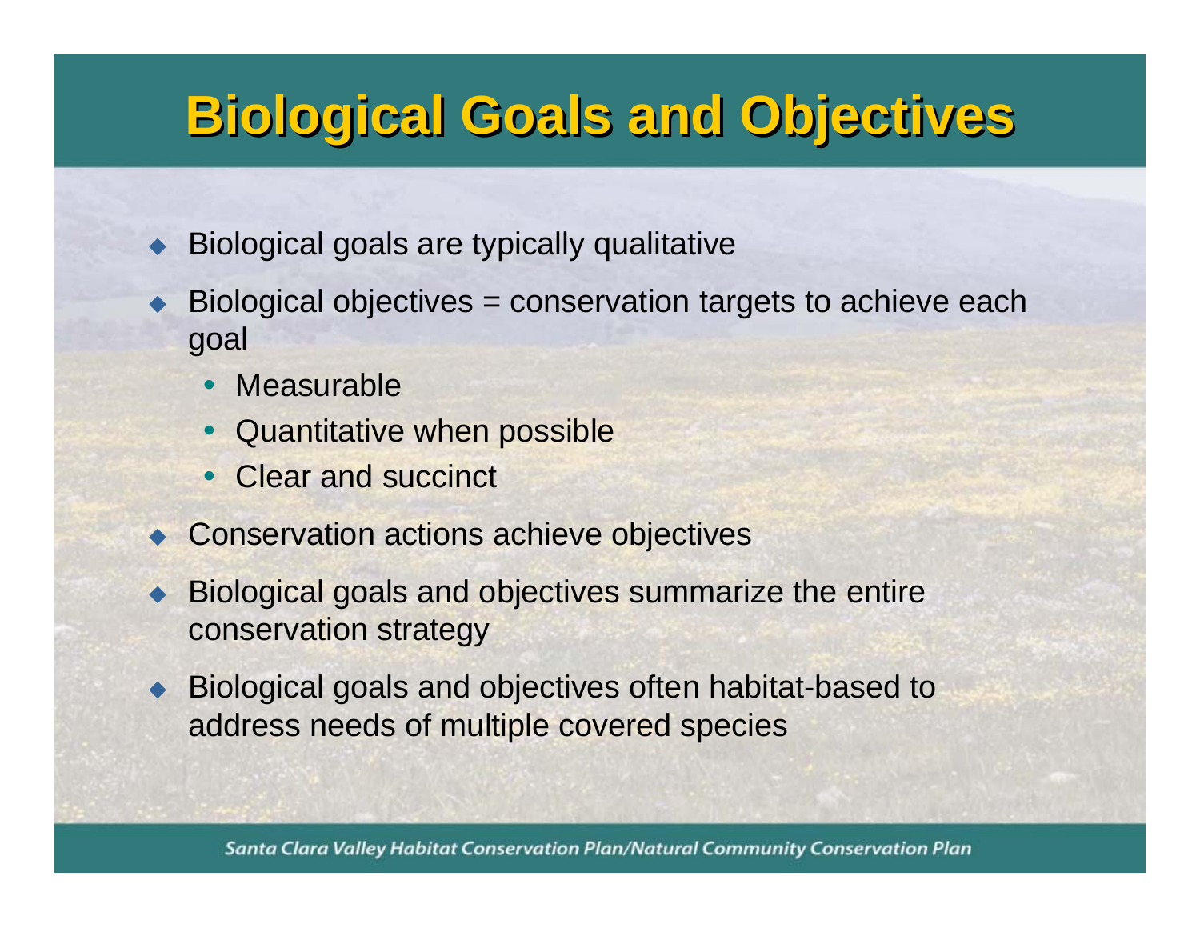# Biological Goals and Objectives

- Biological goals are typically qualitative
- Biological objectives = conservation targets to achieve each goal
  - Measurable
  - Quantitative when possible
  - Clear and succinct
- Conservation actions achieve objectives
- Biological goals and objectives summarize the entire conservation strategy
- Biological goals and objectives often habitat-based to address needs of multiple covered species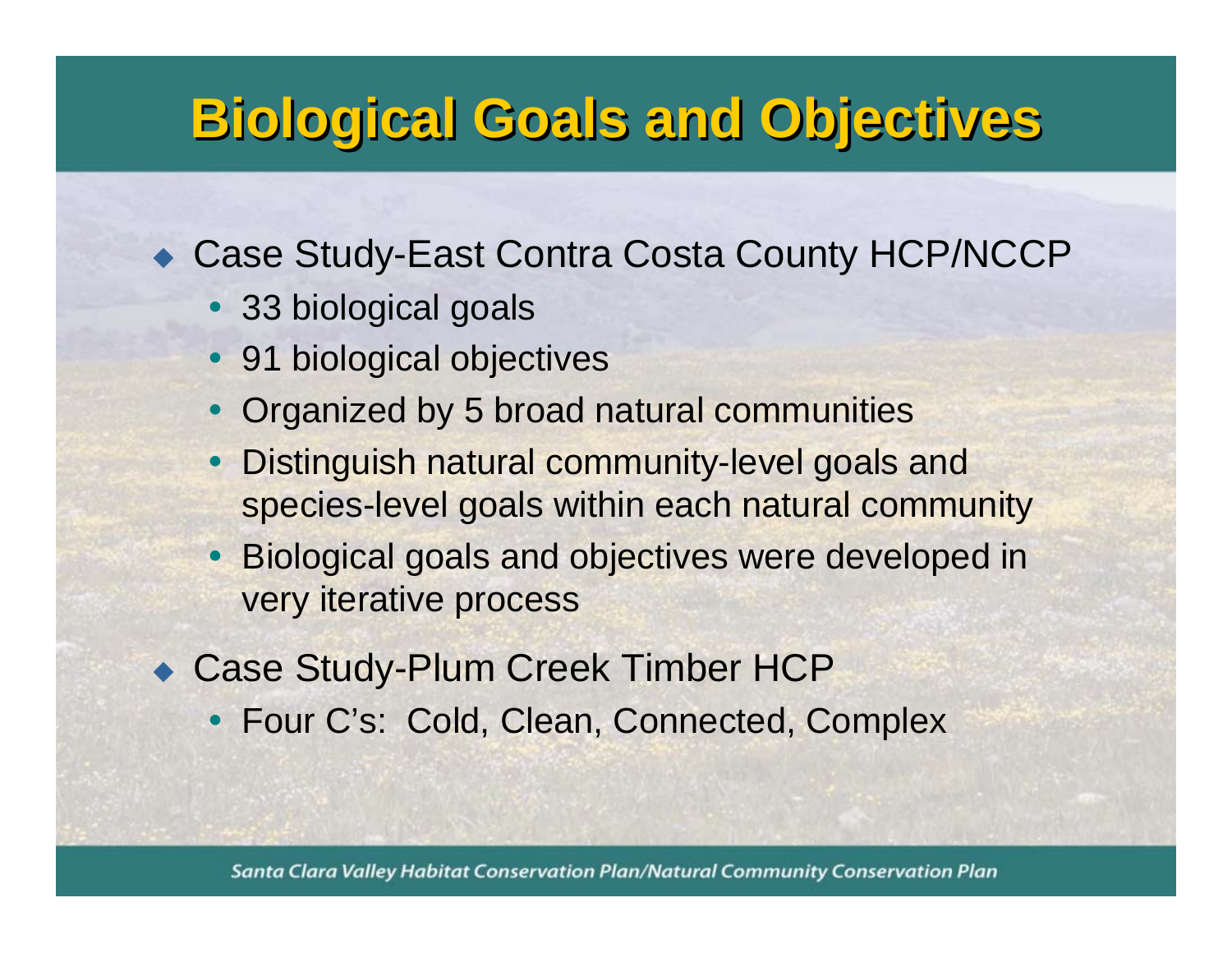# Biological Goals and Objectives

- Case Study-East Contra Costa County HCP/NCCP
  - 33 biological goals
  - 91 biological objectives
  - Organized by 5 broad natural communities
  - Distinguish natural community-level goals and species-level goals within each natural community
  - Biological goals and objectives were developed in very iterative process
- Case Study-Plum Creek Timber HCP
  - Four C's: Cold, Clean, Connected, Complex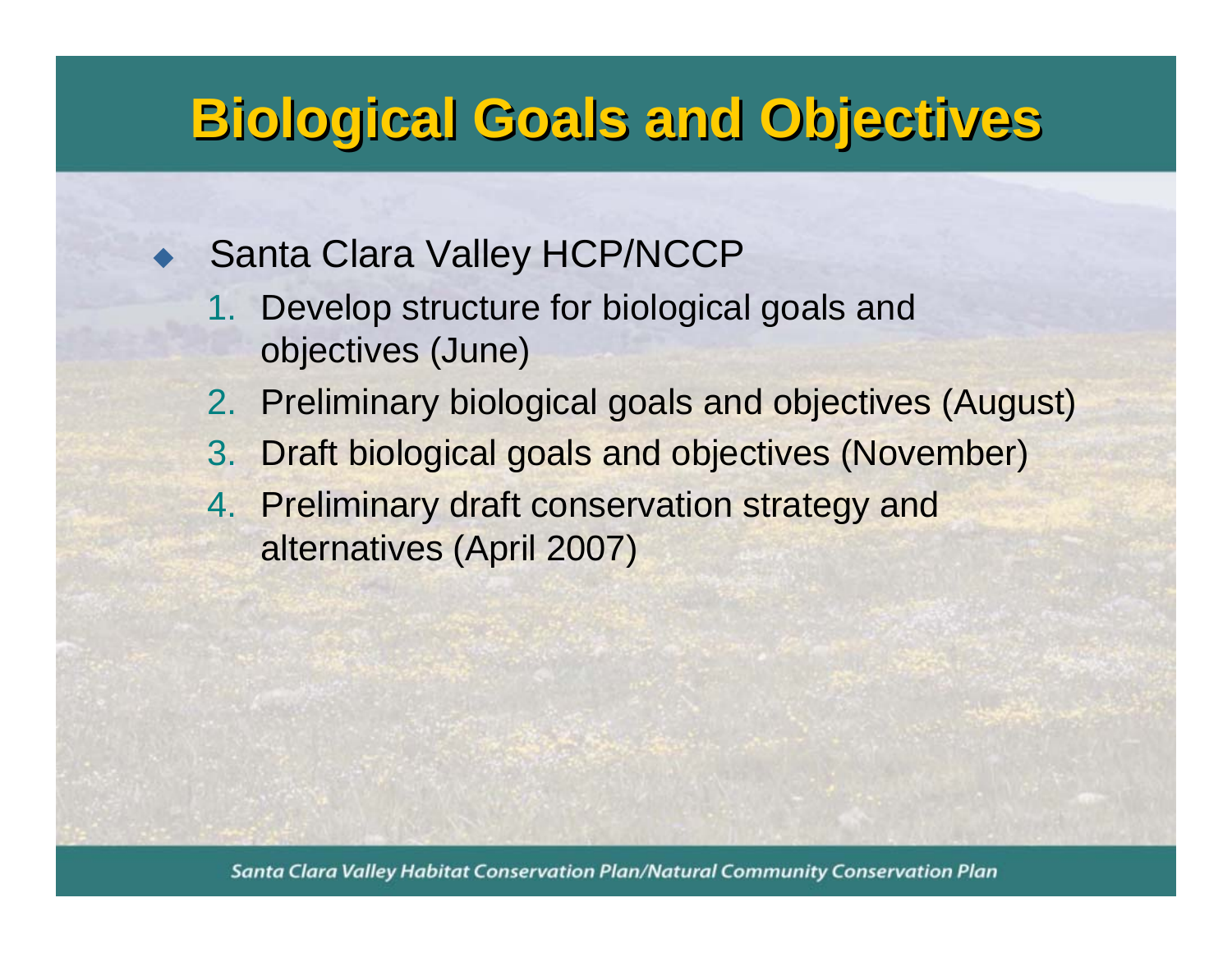# Biological Goals and Objectives

- Santa Clara Valley HCP/NCCP
  1. Develop structure for biological goals and objectives (June)
  2. Preliminary biological goals and objectives (August)
  3. Draft biological goals and objectives (November)
  4. Preliminary draft conservation strategy and alternatives (April 2007)